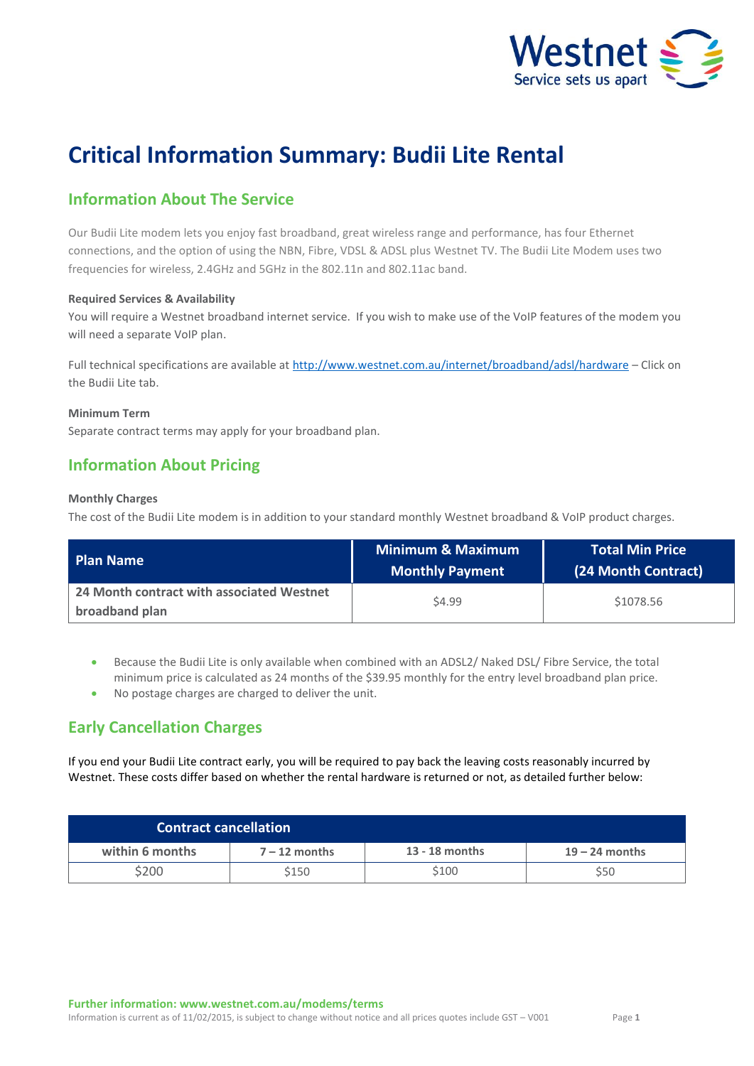# Critical Information Summary: Budii Lite Rental

## Information About The Service

Our Budii Lite modem lets you enjoy fast broadband, great wireless range and performance, has four Ethernet connections, and the option of using the NBN, Fibre, VDSL & ADSL plus Westnet TV. The Budii Lite Modem uses two frequencies for wireless, 2.4GHz and 5GHz in the 802.11n and 802.11ac band.

**Required Services & Availability**

You will require a Westnet broadband internet service. If you wish to make use of the VoIP features of the modem you will need a separate VoIP plan.

Full technical specifications are available at http://www.westnet.com.au/internet/broadband/adsl/hardware – Click on the Budii Lite tab.

**Minimum Term**

Separate contract terms may apply for your broadband plan.

## Information About Pricing

**Monthly Charges**

The cost of the Budii Lite modem is in addition to your standard monthly Westnet broadband & VoIP product charges.

| Plan Name | Minimum & Maximum Monthly Payment | Total Min Price (24 Month Contract) |
|---|---|---|
| **24 Month contract with associated Westnet broadband plan** | $4.99 | $1078.56 |

- Because the Budii Lite is only available when combined with an ADSL2/ Naked DSL/ Fibre Service, the total minimum price is calculated as 24 months of the $39.95 monthly for the entry level broadband plan price.
- No postage charges are charged to deliver the unit.

## Early Cancellation Charges

If you end your Budii Lite contract early, you will be required to pay back the leaving costs reasonably incurred by Westnet. These costs differ based on whether the rental hardware is returned or not, as detailed further below:

| Contract cancellation | | | |
|---|---|---|---|
| within 6 months | 7 – 12 months | 13 - 18 months | 19 – 24 months |
| $200 | $150 | $100 | $50 |

**Further information: www.westnet.com.au/modems/terms**

Information is current as of 11/02/2015, is subject to change without notice and all prices quotes include GST – V001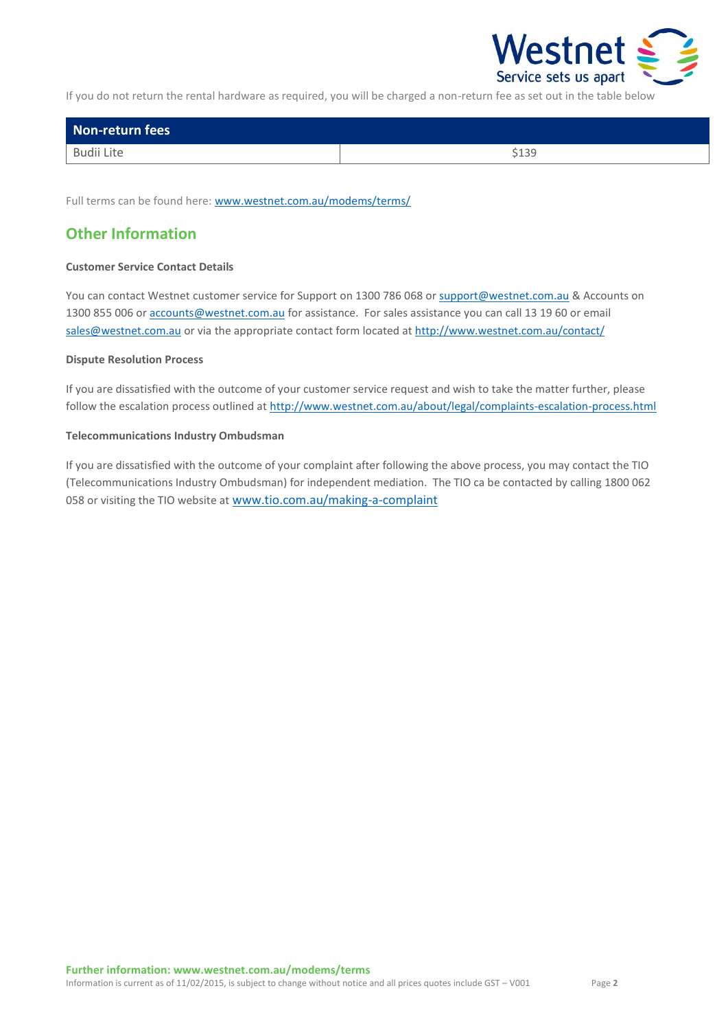If you do not return the rental hardware as required, you will be charged a non-return fee as set out in the table below

| Non-return fees | |
|---|---|
| Budii Lite | $139 |

Full terms can be found here: www.westnet.com.au/modems/terms/

## Other Information

**Customer Service Contact Details**

You can contact Westnet customer service for Support on 1300 786 068 or support@westnet.com.au & Accounts on 1300 855 006 or accounts@westnet.com.au for assistance. For sales assistance you can call 13 19 60 or email sales@westnet.com.au or via the appropriate contact form located at http://www.westnet.com.au/contact/

**Dispute Resolution Process**

If you are dissatisfied with the outcome of your customer service request and wish to take the matter further, please follow the escalation process outlined at http://www.westnet.com.au/about/legal/complaints-escalation-process.html

**Telecommunications Industry Ombudsman**

If you are dissatisfied with the outcome of your complaint after following the above process, you may contact the TIO (Telecommunications Industry Ombudsman) for independent mediation. The TIO ca be contacted by calling 1800 062 058 or visiting the TIO website at www.tio.com.au/making-a-complaint

**Further information: www.westnet.com.au/modems/terms**

Information is current as of 11/02/2015, is subject to change without notice and all prices quotes include GST – V001